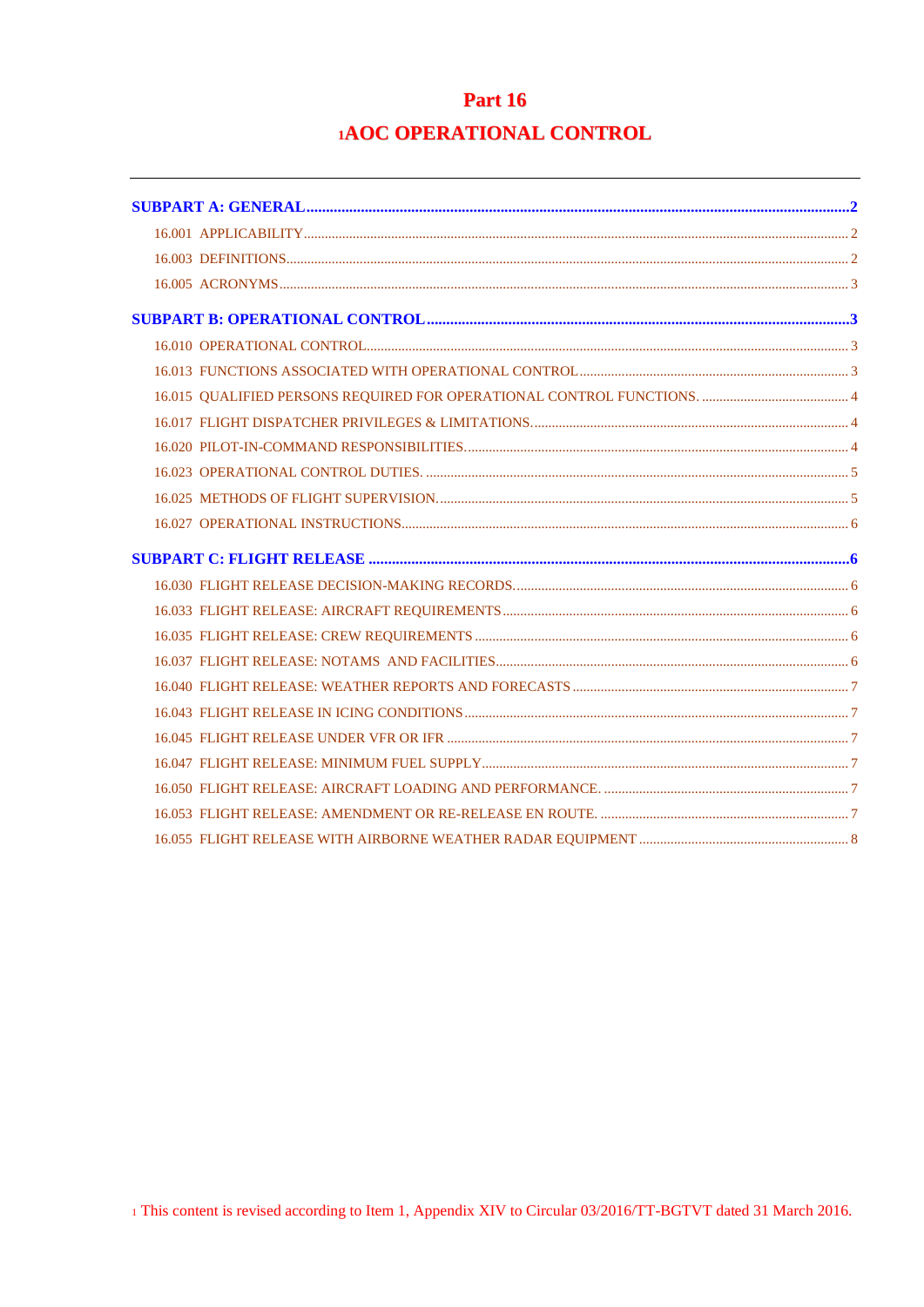# Part 16

## [1]AOC OPERATIONAL CONTROL

---

**SUBPART A: GENERAL** ... 2

- 16.001 APPLICABILITY ... 2
- 16.003 DEFINITIONS ... 2
- 16.005 ACRONYMS ... 3

**SUBPART B: OPERATIONAL CONTROL** ... 3

- 16.010 OPERATIONAL CONTROL ... 3
- 16.013 FUNCTIONS ASSOCIATED WITH OPERATIONAL CONTROL ... 3
- 16.015 QUALIFIED PERSONS REQUIRED FOR OPERATIONAL CONTROL FUNCTIONS. ... 4
- 16.017 FLIGHT DISPATCHER PRIVILEGES & LIMITATIONS. ... 4
- 16.020 PILOT-IN-COMMAND RESPONSIBILITIES. ... 4
- 16.023 OPERATIONAL CONTROL DUTIES. ... 5
- 16.025 METHODS OF FLIGHT SUPERVISION. ... 5
- 16.027 OPERATIONAL INSTRUCTIONS ... 6

**SUBPART C: FLIGHT RELEASE** ... 6

- 16.030 FLIGHT RELEASE DECISION-MAKING RECORDS. ... 6
- 16.033 FLIGHT RELEASE: AIRCRAFT REQUIREMENTS ... 6
- 16.035 FLIGHT RELEASE: CREW REQUIREMENTS ... 6
- 16.037 FLIGHT RELEASE: NOTAMS AND FACILITIES ... 6
- 16.040 FLIGHT RELEASE: WEATHER REPORTS AND FORECASTS ... 7
- 16.043 FLIGHT RELEASE IN ICING CONDITIONS ... 7
- 16.045 FLIGHT RELEASE UNDER VFR OR IFR ... 7
- 16.047 FLIGHT RELEASE: MINIMUM FUEL SUPPLY ... 7
- 16.050 FLIGHT RELEASE: AIRCRAFT LOADING AND PERFORMANCE. ... 7
- 16.053 FLIGHT RELEASE: AMENDMENT OR RE-RELEASE EN ROUTE. ... 7
- 16.055 FLIGHT RELEASE WITH AIRBORNE WEATHER RADAR EQUIPMENT ... 8

---

[1] This content is revised according to Item 1, Appendix XIV to Circular 03/2016/TT-BGTVT dated 31 March 2016.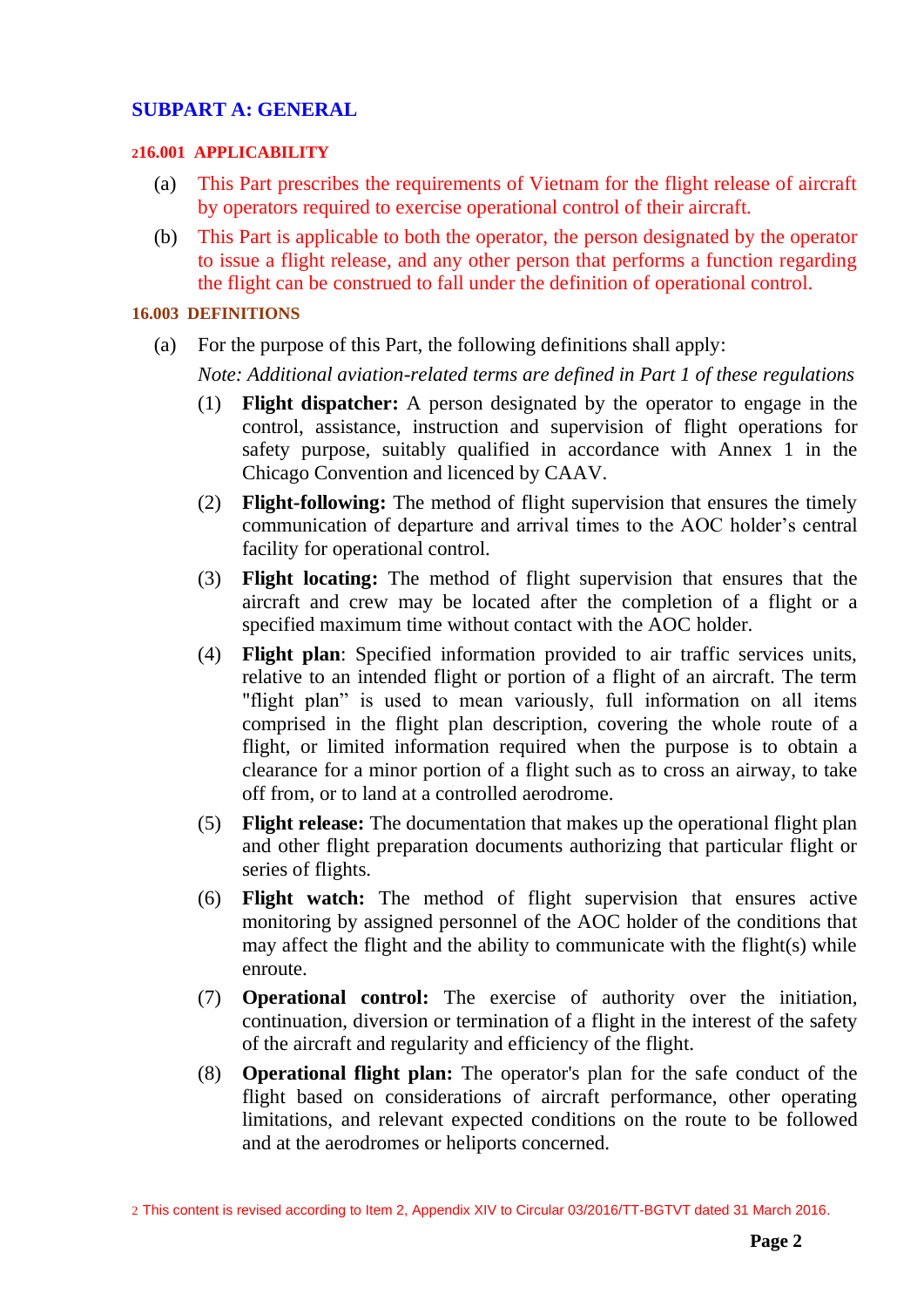## SUBPART A: GENERAL

### [2]16.001 APPLICABILITY

(a) This Part prescribes the requirements of Vietnam for the flight release of aircraft by operators required to exercise operational control of their aircraft.

(b) This Part is applicable to both the operator, the person designated by the operator to issue a flight release, and any other person that performs a function regarding the flight can be construed to fall under the definition of operational control.

### 16.003 DEFINITIONS

(a) For the purpose of this Part, the following definitions shall apply:

*Note: Additional aviation-related terms are defined in Part 1 of these regulations*

(1) **Flight dispatcher:** A person designated by the operator to engage in the control, assistance, instruction and supervision of flight operations for safety purpose, suitably qualified in accordance with Annex 1 in the Chicago Convention and licenced by CAAV.

(2) **Flight-following:** The method of flight supervision that ensures the timely communication of departure and arrival times to the AOC holder's central facility for operational control.

(3) **Flight locating:** The method of flight supervision that ensures that the aircraft and crew may be located after the completion of a flight or a specified maximum time without contact with the AOC holder.

(4) **Flight plan**: Specified information provided to air traffic services units, relative to an intended flight or portion of a flight of an aircraft. The term "flight plan" is used to mean variously, full information on all items comprised in the flight plan description, covering the whole route of a flight, or limited information required when the purpose is to obtain a clearance for a minor portion of a flight such as to cross an airway, to take off from, or to land at a controlled aerodrome.

(5) **Flight release:** The documentation that makes up the operational flight plan and other flight preparation documents authorizing that particular flight or series of flights.

(6) **Flight watch:** The method of flight supervision that ensures active monitoring by assigned personnel of the AOC holder of the conditions that may affect the flight and the ability to communicate with the flight(s) while enroute.

(7) **Operational control:** The exercise of authority over the initiation, continuation, diversion or termination of a flight in the interest of the safety of the aircraft and regularity and efficiency of the flight.

(8) **Operational flight plan:** The operator's plan for the safe conduct of the flight based on considerations of aircraft performance, other operating limitations, and relevant expected conditions on the route to be followed and at the aerodromes or heliports concerned.

[2] This content is revised according to Item 2, Appendix XIV to Circular 03/2016/TT-BGTVT dated 31 March 2016.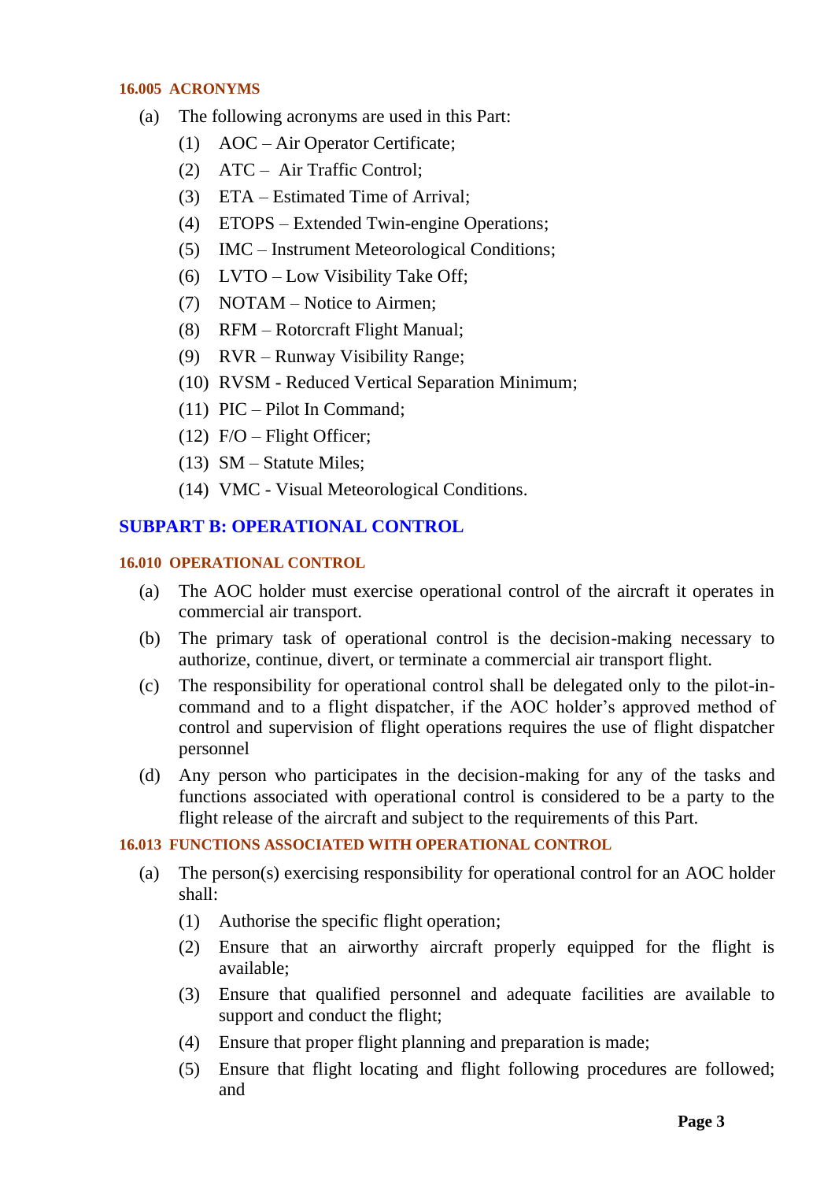#### 16.005 ACRONYMS

(a) The following acronyms are used in this Part:

   (1) AOC – Air Operator Certificate;

   (2) ATC – Air Traffic Control;

   (3) ETA – Estimated Time of Arrival;

   (4) ETOPS – Extended Twin-engine Operations;

   (5) IMC – Instrument Meteorological Conditions;

   (6) LVTO – Low Visibility Take Off;

   (7) NOTAM – Notice to Airmen;

   (8) RFM – Rotorcraft Flight Manual;

   (9) RVR – Runway Visibility Range;

   (10) RVSM - Reduced Vertical Separation Minimum;

   (11) PIC – Pilot In Command;

   (12) F/O – Flight Officer;

   (13) SM – Statute Miles;

   (14) VMC - Visual Meteorological Conditions.

## SUBPART B: OPERATIONAL CONTROL

#### 16.010 OPERATIONAL CONTROL

(a) The AOC holder must exercise operational control of the aircraft it operates in commercial air transport.

(b) The primary task of operational control is the decision-making necessary to authorize, continue, divert, or terminate a commercial air transport flight.

(c) The responsibility for operational control shall be delegated only to the pilot-in-command and to a flight dispatcher, if the AOC holder's approved method of control and supervision of flight operations requires the use of flight dispatcher personnel

(d) Any person who participates in the decision-making for any of the tasks and functions associated with operational control is considered to be a party to the flight release of the aircraft and subject to the requirements of this Part.

#### 16.013 FUNCTIONS ASSOCIATED WITH OPERATIONAL CONTROL

(a) The person(s) exercising responsibility for operational control for an AOC holder shall:

   (1) Authorise the specific flight operation;

   (2) Ensure that an airworthy aircraft properly equipped for the flight is available;

   (3) Ensure that qualified personnel and adequate facilities are available to support and conduct the flight;

   (4) Ensure that proper flight planning and preparation is made;

   (5) Ensure that flight locating and flight following procedures are followed; and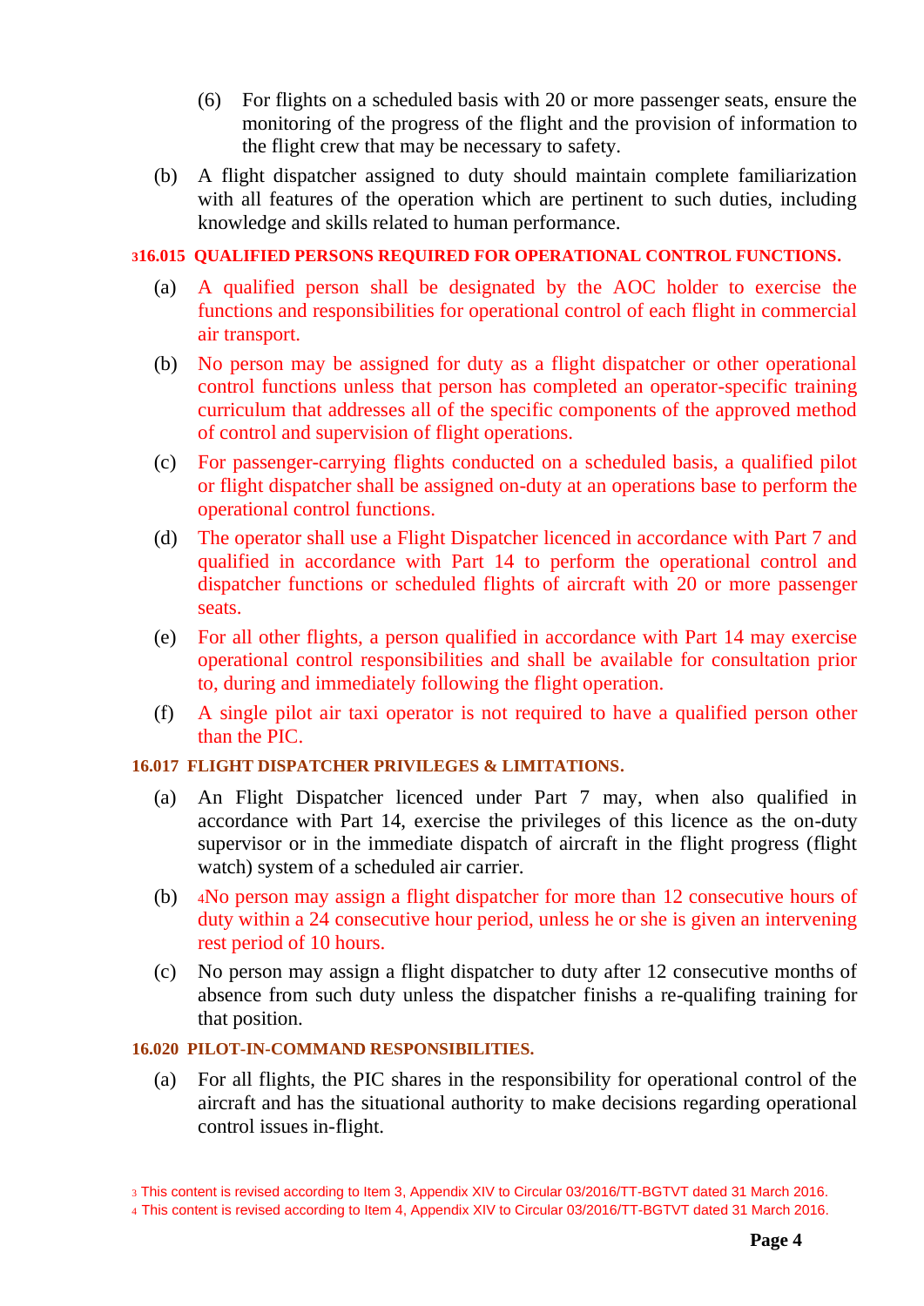(6) For flights on a scheduled basis with 20 or more passenger seats, ensure the monitoring of the progress of the flight and the provision of information to the flight crew that may be necessary to safety.

(b) A flight dispatcher assigned to duty should maintain complete familiarization with all features of the operation which are pertinent to such duties, including knowledge and skills related to human performance.

### [3]16.015 QUALIFIED PERSONS REQUIRED FOR OPERATIONAL CONTROL FUNCTIONS.

(a) A qualified person shall be designated by the AOC holder to exercise the functions and responsibilities for operational control of each flight in commercial air transport.

(b) No person may be assigned for duty as a flight dispatcher or other operational control functions unless that person has completed an operator-specific training curriculum that addresses all of the specific components of the approved method of control and supervision of flight operations.

(c) For passenger-carrying flights conducted on a scheduled basis, a qualified pilot or flight dispatcher shall be assigned on-duty at an operations base to perform the operational control functions.

(d) The operator shall use a Flight Dispatcher licenced in accordance with Part 7 and qualified in accordance with Part 14 to perform the operational control and dispatcher functions or scheduled flights of aircraft with 20 or more passenger seats.

(e) For all other flights, a person qualified in accordance with Part 14 may exercise operational control responsibilities and shall be available for consultation prior to, during and immediately following the flight operation.

(f) A single pilot air taxi operator is not required to have a qualified person other than the PIC.

### 16.017 FLIGHT DISPATCHER PRIVILEGES & LIMITATIONS.

(a) An Flight Dispatcher licenced under Part 7 may, when also qualified in accordance with Part 14, exercise the privileges of this licence as the on-duty supervisor or in the immediate dispatch of aircraft in the flight progress (flight watch) system of a scheduled air carrier.

(b) [4]No person may assign a flight dispatcher for more than 12 consecutive hours of duty within a 24 consecutive hour period, unless he or she is given an intervening rest period of 10 hours.

(c) No person may assign a flight dispatcher to duty after 12 consecutive months of absence from such duty unless the dispatcher finishs a re-qualifing training for that position.

### 16.020 PILOT-IN-COMMAND RESPONSIBILITIES.

(a) For all flights, the PIC shares in the responsibility for operational control of the aircraft and has the situational authority to make decisions regarding operational control issues in-flight.

[3] This content is revised according to Item 3, Appendix XIV to Circular 03/2016/TT-BGTVT dated 31 March 2016.

[4] This content is revised according to Item 4, Appendix XIV to Circular 03/2016/TT-BGTVT dated 31 March 2016.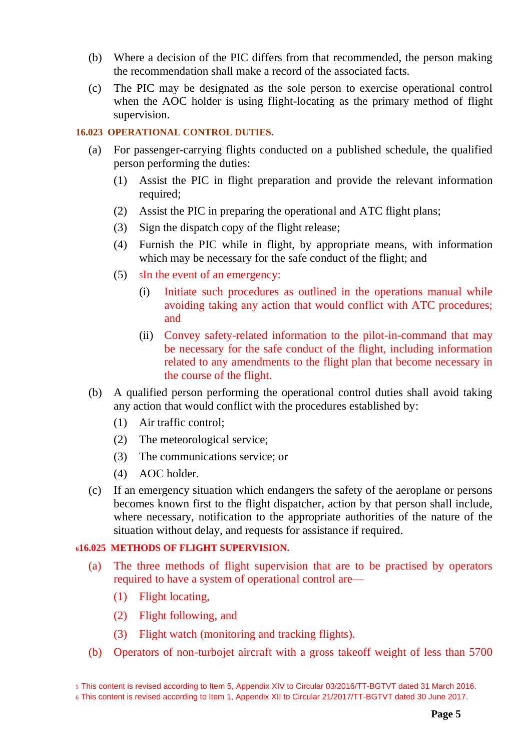(b) Where a decision of the PIC differs from that recommended, the person making the recommendation shall make a record of the associated facts.

(c) The PIC may be designated as the sole person to exercise operational control when the AOC holder is using flight-locating as the primary method of flight supervision.

**16.023 OPERATIONAL CONTROL DUTIES.**

(a) For passenger-carrying flights conducted on a published schedule, the qualified person performing the duties:

(1) Assist the PIC in flight preparation and provide the relevant information required;

(2) Assist the PIC in preparing the operational and ATC flight plans;

(3) Sign the dispatch copy of the flight release;

(4) Furnish the PIC while in flight, by appropriate means, with information which may be necessary for the safe conduct of the flight; and

(5) [5] In the event of an emergency:

(i) Initiate such procedures as outlined in the operations manual while avoiding taking any action that would conflict with ATC procedures; and

(ii) Convey safety-related information to the pilot-in-command that may be necessary for the safe conduct of the flight, including information related to any amendments to the flight plan that become necessary in the course of the flight.

(b) A qualified person performing the operational control duties shall avoid taking any action that would conflict with the procedures established by:

(1) Air traffic control;

(2) The meteorological service;

(3) The communications service; or

(4) AOC holder.

(c) If an emergency situation which endangers the safety of the aeroplane or persons becomes known first to the flight dispatcher, action by that person shall include, where necessary, notification to the appropriate authorities of the nature of the situation without delay, and requests for assistance if required.

**[6] 16.025 METHODS OF FLIGHT SUPERVISION.**

(a) The three methods of flight supervision that are to be practised by operators required to have a system of operational control are—

(1) Flight locating,

(2) Flight following, and

(3) Flight watch (monitoring and tracking flights).

(b) Operators of non-turbojet aircraft with a gross takeoff weight of less than 5700

[5] This content is revised according to Item 5, Appendix XIV to Circular 03/2016/TT-BGTVT dated 31 March 2016.
[6] This content is revised according to Item 1, Appendix XII to Circular 21/2017/TT-BGTVT dated 30 June 2017.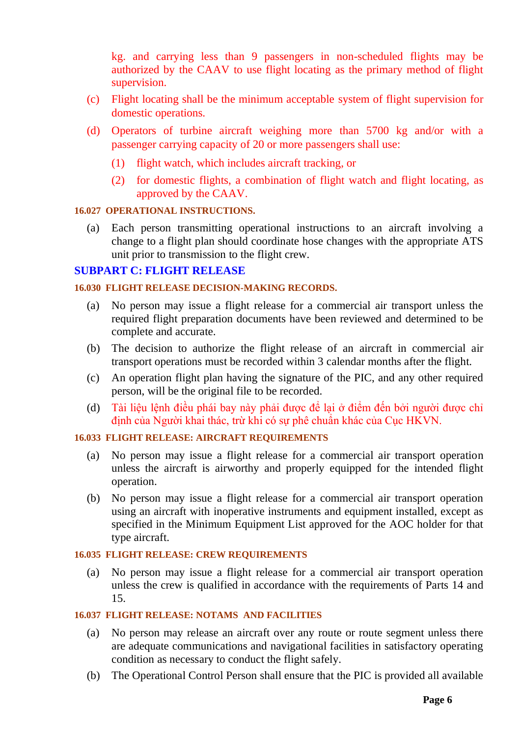kg. and carrying less than 9 passengers in non-scheduled flights may be authorized by the CAAV to use flight locating as the primary method of flight supervision.

(c) Flight locating shall be the minimum acceptable system of flight supervision for domestic operations.

(d) Operators of turbine aircraft weighing more than 5700 kg and/or with a passenger carrying capacity of 20 or more passengers shall use:

  (1) flight watch, which includes aircraft tracking, or

  (2) for domestic flights, a combination of flight watch and flight locating, as approved by the CAAV.

#### 16.027 OPERATIONAL INSTRUCTIONS.

(a) Each person transmitting operational instructions to an aircraft involving a change to a flight plan should coordinate hose changes with the appropriate ATS unit prior to transmission to the flight crew.

## SUBPART C: FLIGHT RELEASE

#### 16.030 FLIGHT RELEASE DECISION-MAKING RECORDS.

(a) No person may issue a flight release for a commercial air transport unless the required flight preparation documents have been reviewed and determined to be complete and accurate.

(b) The decision to authorize the flight release of an aircraft in commercial air transport operations must be recorded within 3 calendar months after the flight.

(c) An operation flight plan having the signature of the PIC, and any other required person, will be the original file to be recorded.

(d) Tài liệu lệnh điều phái bay này phải được để lại ở điểm đến bởi người được chỉ định của Người khai thác, trừ khi có sự phê chuẩn khác của Cục HKVN.

#### 16.033 FLIGHT RELEASE: AIRCRAFT REQUIREMENTS

(a) No person may issue a flight release for a commercial air transport operation unless the aircraft is airworthy and properly equipped for the intended flight operation.

(b) No person may issue a flight release for a commercial air transport operation using an aircraft with inoperative instruments and equipment installed, except as specified in the Minimum Equipment List approved for the AOC holder for that type aircraft.

#### 16.035 FLIGHT RELEASE: CREW REQUIREMENTS

(a) No person may issue a flight release for a commercial air transport operation unless the crew is qualified in accordance with the requirements of Parts 14 and 15.

#### 16.037 FLIGHT RELEASE: NOTAMS AND FACILITIES

(a) No person may release an aircraft over any route or route segment unless there are adequate communications and navigational facilities in satisfactory operating condition as necessary to conduct the flight safely.

(b) The Operational Control Person shall ensure that the PIC is provided all available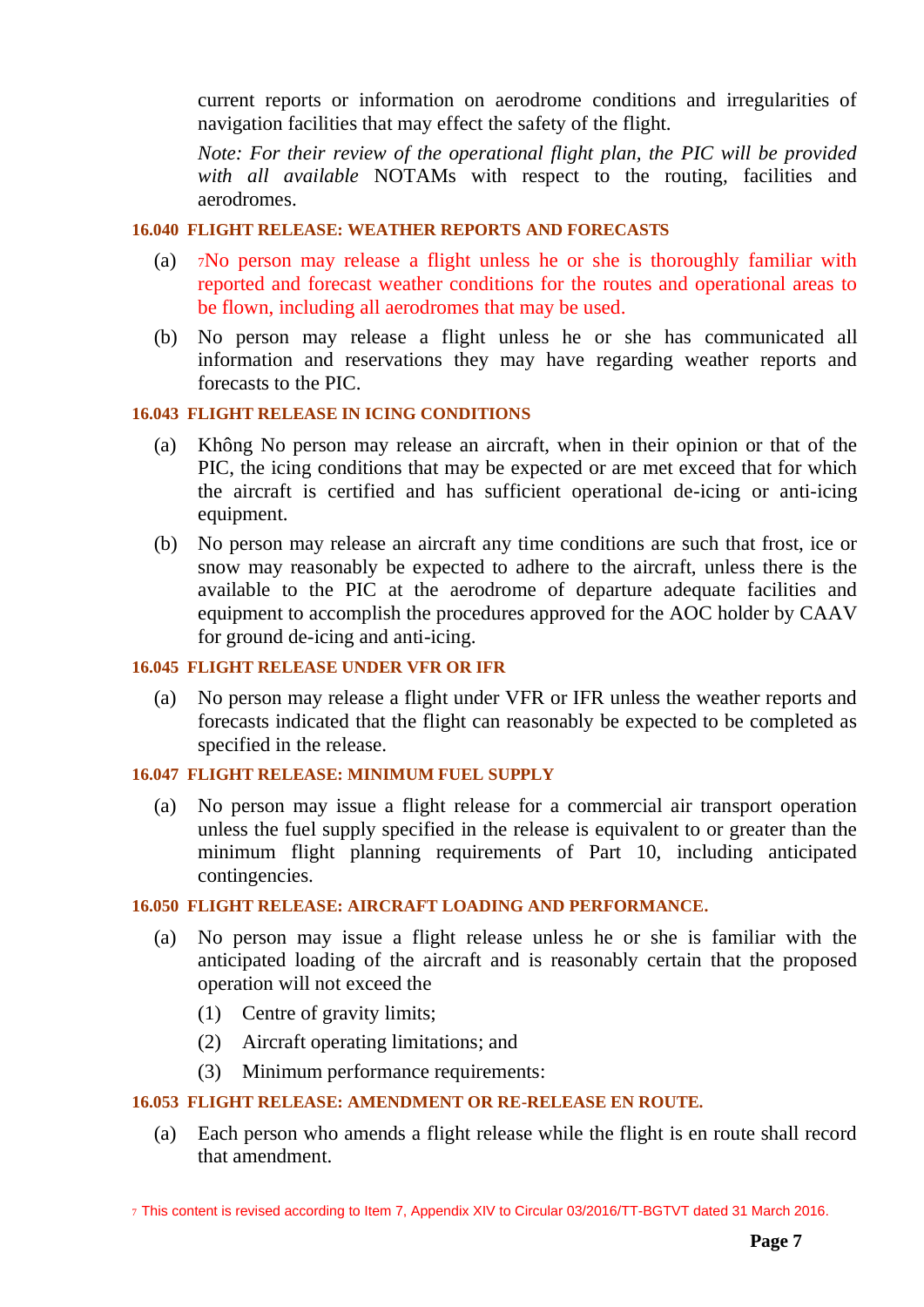current reports or information on aerodrome conditions and irregularities of navigation facilities that may effect the safety of the flight.

*Note: For their review of the operational flight plan, the PIC will be provided with all available* NOTAMs with respect to the routing, facilities and aerodromes.

**16.040 FLIGHT RELEASE: WEATHER REPORTS AND FORECASTS**

(a) [7]No person may release a flight unless he or she is thoroughly familiar with reported and forecast weather conditions for the routes and operational areas to be flown, including all aerodromes that may be used.

(b) No person may release a flight unless he or she has communicated all information and reservations they may have regarding weather reports and forecasts to the PIC.

**16.043 FLIGHT RELEASE IN ICING CONDITIONS**

(a) Không No person may release an aircraft, when in their opinion or that of the PIC, the icing conditions that may be expected or are met exceed that for which the aircraft is certified and has sufficient operational de-icing or anti-icing equipment.

(b) No person may release an aircraft any time conditions are such that frost, ice or snow may reasonably be expected to adhere to the aircraft, unless there is the available to the PIC at the aerodrome of departure adequate facilities and equipment to accomplish the procedures approved for the AOC holder by CAAV for ground de-icing and anti-icing.

**16.045 FLIGHT RELEASE UNDER VFR OR IFR**

(a) No person may release a flight under VFR or IFR unless the weather reports and forecasts indicated that the flight can reasonably be expected to be completed as specified in the release.

**16.047 FLIGHT RELEASE: MINIMUM FUEL SUPPLY**

(a) No person may issue a flight release for a commercial air transport operation unless the fuel supply specified in the release is equivalent to or greater than the minimum flight planning requirements of Part 10, including anticipated contingencies.

**16.050 FLIGHT RELEASE: AIRCRAFT LOADING AND PERFORMANCE.**

(a) No person may issue a flight release unless he or she is familiar with the anticipated loading of the aircraft and is reasonably certain that the proposed operation will not exceed the

(1) Centre of gravity limits;

(2) Aircraft operating limitations; and

(3) Minimum performance requirements:

**16.053 FLIGHT RELEASE: AMENDMENT OR RE-RELEASE EN ROUTE.**

(a) Each person who amends a flight release while the flight is en route shall record that amendment.

[7] This content is revised according to Item 7, Appendix XIV to Circular 03/2016/TT-BGTVT dated 31 March 2016.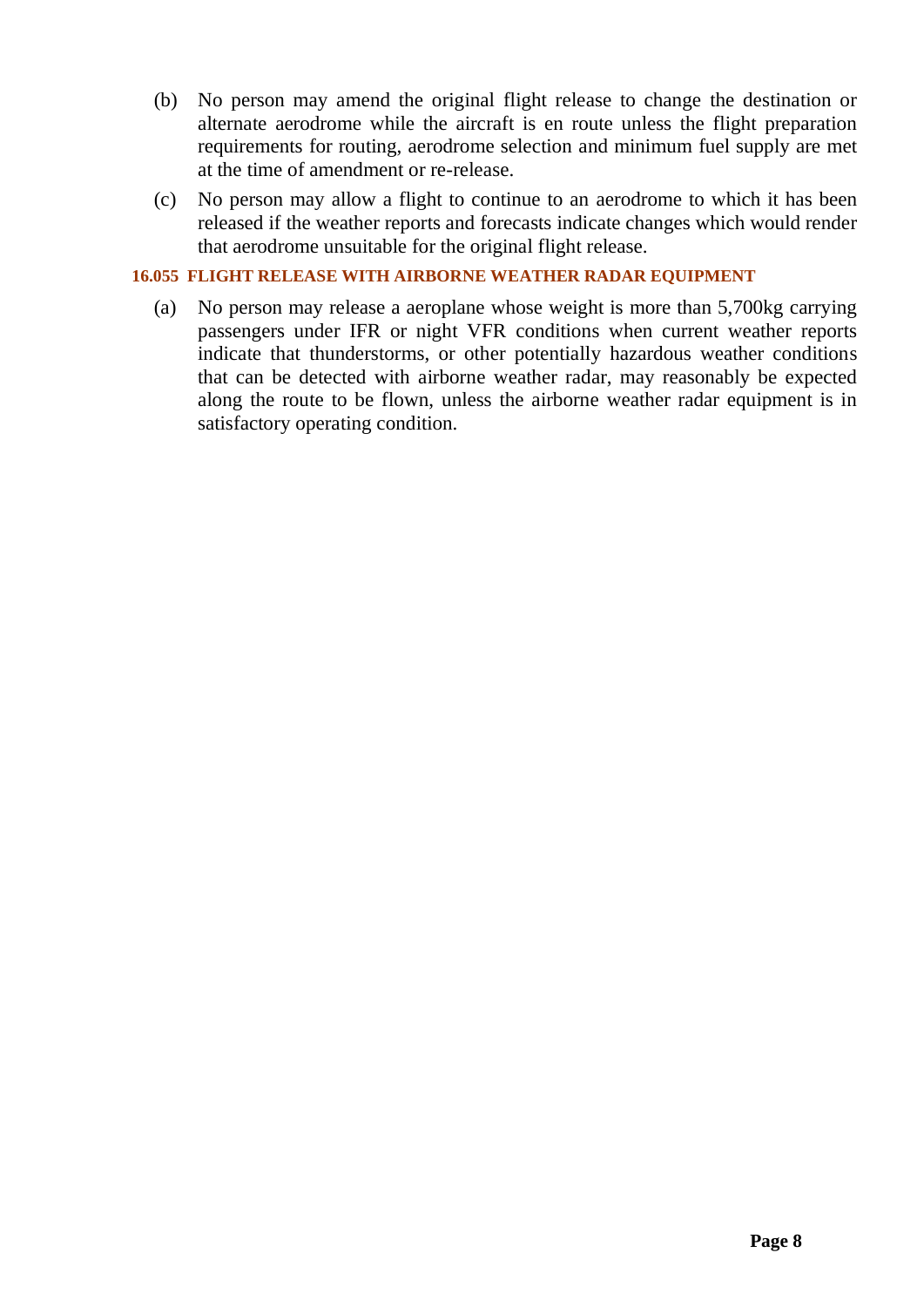(b) No person may amend the original flight release to change the destination or alternate aerodrome while the aircraft is en route unless the flight preparation requirements for routing, aerodrome selection and minimum fuel supply are met at the time of amendment or re-release.

(c) No person may allow a flight to continue to an aerodrome to which it has been released if the weather reports and forecasts indicate changes which would render that aerodrome unsuitable for the original flight release.

### 16.055 FLIGHT RELEASE WITH AIRBORNE WEATHER RADAR EQUIPMENT

(a) No person may release a aeroplane whose weight is more than 5,700kg carrying passengers under IFR or night VFR conditions when current weather reports indicate that thunderstorms, or other potentially hazardous weather conditions that can be detected with airborne weather radar, may reasonably be expected along the route to be flown, unless the airborne weather radar equipment is in satisfactory operating condition.